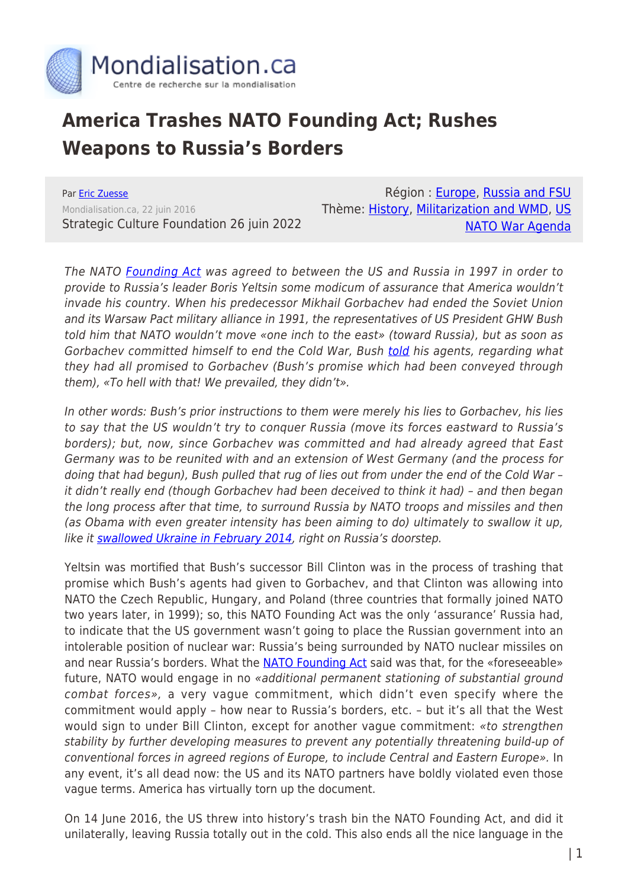Mondialisation.ca
Centre de recherche sur la mondialisation

# America Trashes NATO Founding Act; Rushes Weapons to Russia's Borders

Par [Eric Zuesse](#)
Mondialisation.ca, 22 juin 2016
Strategic Culture Foundation 26 juin 2022

Région : [Europe](#), [Russia and FSU](#)
Thème: [History](#), [Militarization and WMD](#), [US NATO War Agenda](#)

*The NATO [Founding Act](#) was agreed to between the US and Russia in 1997 in order to provide to Russia's leader Boris Yeltsin some modicum of assurance that America wouldn't invade his country. When his predecessor Mikhail Gorbachev had ended the Soviet Union and its Warsaw Pact military alliance in 1991, the representatives of US President GHW Bush told him that NATO wouldn't move «one inch to the east» (toward Russia), but as soon as Gorbachev committed himself to end the Cold War, Bush [told](#) his agents, regarding what they had all promised to Gorbachev (Bush's promise which had been conveyed through them), «To hell with that! We prevailed, they didn't».*

*In other words: Bush's prior instructions to them were merely his lies to Gorbachev, his lies to say that the US wouldn't try to conquer Russia (move its forces eastward to Russia's borders); but, now, since Gorbachev was committed and had already agreed that East Germany was to be reunited with and an extension of West Germany (and the process for doing that had begun), Bush pulled that rug of lies out from under the end of the Cold War – it didn't really end (though Gorbachev had been deceived to think it had) – and then began the long process after that time, to surround Russia by NATO troops and missiles and then (as Obama with even greater intensity has been aiming to do) ultimately to swallow it up, like it [swallowed Ukraine in February 2014](#), right on Russia's doorstep.*

Yeltsin was mortified that Bush's successor Bill Clinton was in the process of trashing that promise which Bush's agents had given to Gorbachev, and that Clinton was allowing into NATO the Czech Republic, Hungary, and Poland (three countries that formally joined NATO two years later, in 1999); so, this NATO Founding Act was the only 'assurance' Russia had, to indicate that the US government wasn't going to place the Russian government into an intolerable position of nuclear war: Russia's being surrounded by NATO nuclear missiles on and near Russia's borders. What the [NATO Founding Act](#) said was that, for the «foreseeable» future, NATO would engage in no *«additional permanent stationing of substantial ground combat forces»,* a very vague commitment, which didn't even specify where the commitment would apply – how near to Russia's borders, etc. – but it's all that the West would sign to under Bill Clinton, except for another vague commitment: *«to strengthen stability by further developing measures to prevent any potentially threatening build-up of conventional forces in agreed regions of Europe, to include Central and Eastern Europe».* In any event, it's all dead now: the US and its NATO partners have boldly violated even those vague terms. America has virtually torn up the document.

On 14 June 2016, the US threw into history's trash bin the NATO Founding Act, and did it unilaterally, leaving Russia totally out in the cold. This also ends all the nice language in the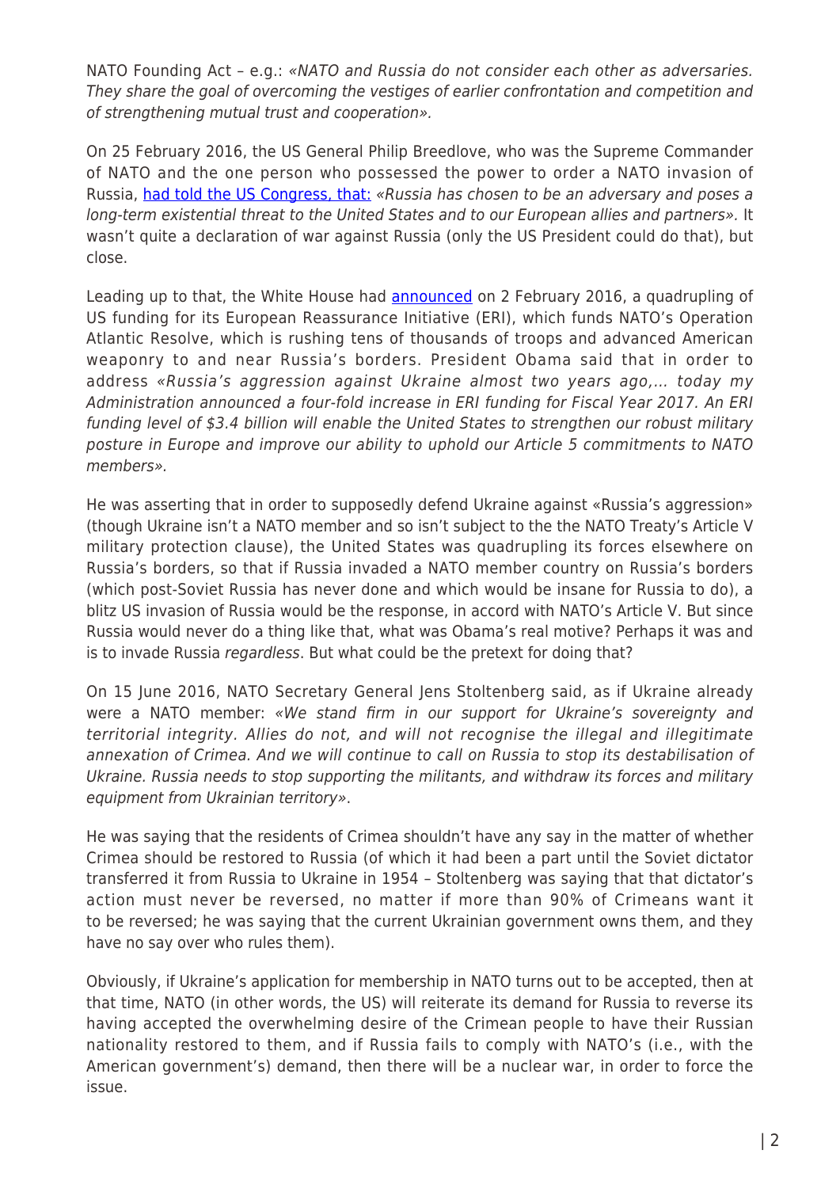NATO Founding Act – e.g.: *«NATO and Russia do not consider each other as adversaries. They share the goal of overcoming the vestiges of earlier confrontation and competition and of strengthening mutual trust and cooperation».*

On 25 February 2016, the US General Philip Breedlove, who was the Supreme Commander of NATO and the one person who possessed the power to order a NATO invasion of Russia, had told the US Congress, that: *«Russia has chosen to be an adversary and poses a long-term existential threat to the United States and to our European allies and partners».* It wasn't quite a declaration of war against Russia (only the US President could do that), but close.

Leading up to that, the White House had announced on 2 February 2016, a quadrupling of US funding for its European Reassurance Initiative (ERI), which funds NATO's Operation Atlantic Resolve, which is rushing tens of thousands of troops and advanced American weaponry to and near Russia's borders. President Obama said that in order to address *«Russia's aggression against Ukraine almost two years ago,… today my Administration announced a four-fold increase in ERI funding for Fiscal Year 2017. An ERI funding level of $3.4 billion will enable the United States to strengthen our robust military posture in Europe and improve our ability to uphold our Article 5 commitments to NATO members».*

He was asserting that in order to supposedly defend Ukraine against «Russia's aggression» (though Ukraine isn't a NATO member and so isn't subject to the the NATO Treaty's Article V military protection clause), the United States was quadrupling its forces elsewhere on Russia's borders, so that if Russia invaded a NATO member country on Russia's borders (which post-Soviet Russia has never done and which would be insane for Russia to do), a blitz US invasion of Russia would be the response, in accord with NATO's Article V. But since Russia would never do a thing like that, what was Obama's real motive? Perhaps it was and is to invade Russia *regardless*. But what could be the pretext for doing that?

On 15 June 2016, NATO Secretary General Jens Stoltenberg said, as if Ukraine already were a NATO member: *«We stand firm in our support for Ukraine's sovereignty and territorial integrity. Allies do not, and will not recognise the illegal and illegitimate annexation of Crimea. And we will continue to call on Russia to stop its destabilisation of Ukraine. Russia needs to stop supporting the militants, and withdraw its forces and military equipment from Ukrainian territory».*

He was saying that the residents of Crimea shouldn't have any say in the matter of whether Crimea should be restored to Russia (of which it had been a part until the Soviet dictator transferred it from Russia to Ukraine in 1954 – Stoltenberg was saying that that dictator's action must never be reversed, no matter if more than 90% of Crimeans want it to be reversed; he was saying that the current Ukrainian government owns them, and they have no say over who rules them).

Obviously, if Ukraine's application for membership in NATO turns out to be accepted, then at that time, NATO (in other words, the US) will reiterate its demand for Russia to reverse its having accepted the overwhelming desire of the Crimean people to have their Russian nationality restored to them, and if Russia fails to comply with NATO's (i.e., with the American government's) demand, then there will be a nuclear war, in order to force the issue.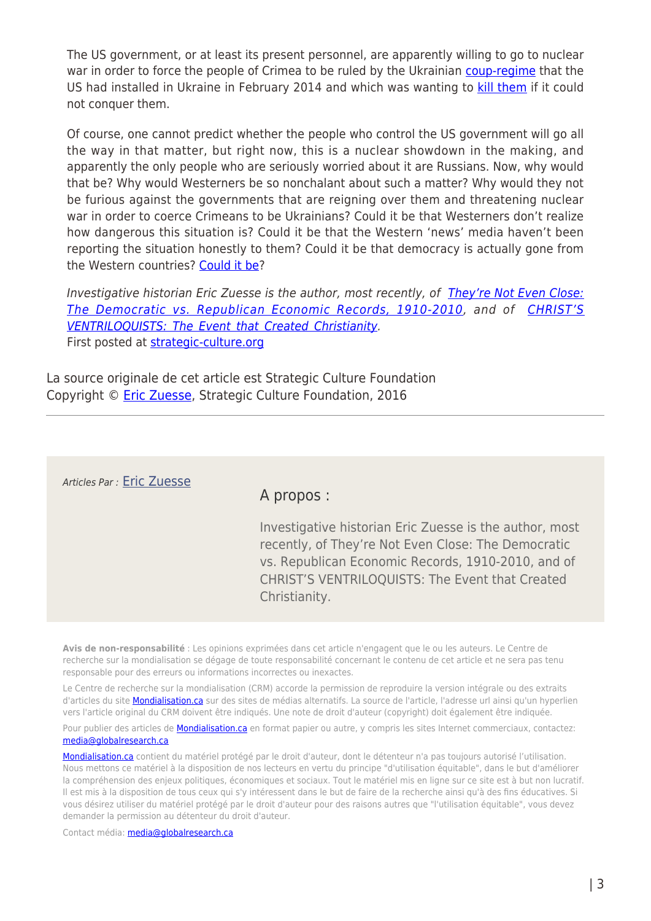The US government, or at least its present personnel, are apparently willing to go to nuclear war in order to force the people of Crimea to be ruled by the Ukrainian coup-regime that the US had installed in Ukraine in February 2014 and which was wanting to kill them if it could not conquer them.

Of course, one cannot predict whether the people who control the US government will go all the way in that matter, but right now, this is a nuclear showdown in the making, and apparently the only people who are seriously worried about it are Russians. Now, why would that be? Why would Westerners be so nonchalant about such a matter? Why would they not be furious against the governments that are reigning over them and threatening nuclear war in order to coerce Crimeans to be Ukrainians? Could it be that Westerners don't realize how dangerous this situation is? Could it be that the Western 'news' media haven't been reporting the situation honestly to them? Could it be that democracy is actually gone from the Western countries? Could it be?

*Investigative historian Eric Zuesse is the author, most recently, of They're Not Even Close: The Democratic vs. Republican Economic Records, 1910-2010, and of CHRIST'S VENTRILOQUISTS: The Event that Created Christianity.*
First posted at strategic-culture.org

La source originale de cet article est Strategic Culture Foundation
Copyright © Eric Zuesse, Strategic Culture Foundation, 2016

---

*Articles Par :* Eric Zuesse

A propos :

Investigative historian Eric Zuesse is the author, most recently, of They're Not Even Close: The Democratic vs. Republican Economic Records, 1910-2010, and of CHRIST'S VENTRILOQUISTS: The Event that Created Christianity.

**Avis de non-responsabilité** : Les opinions exprimées dans cet article n'engagent que le ou les auteurs. Le Centre de recherche sur la mondialisation se dégage de toute responsabilité concernant le contenu de cet article et ne sera pas tenu responsable pour des erreurs ou informations incorrectes ou inexactes.

Le Centre de recherche sur la mondialisation (CRM) accorde la permission de reproduire la version intégrale ou des extraits d'articles du site Mondialisation.ca sur des sites de médias alternatifs. La source de l'article, l'adresse url ainsi qu'un hyperlien vers l'article original du CRM doivent être indiqués. Une note de droit d'auteur (copyright) doit également être indiquée.

Pour publier des articles de Mondialisation.ca en format papier ou autre, y compris les sites Internet commerciaux, contactez: media@globalresearch.ca

Mondialisation.ca contient du matériel protégé par le droit d'auteur, dont le détenteur n'a pas toujours autorisé l'utilisation. Nous mettons ce matériel à la disposition de nos lecteurs en vertu du principe "d'utilisation équitable", dans le but d'améliorer la compréhension des enjeux politiques, économiques et sociaux. Tout le matériel mis en ligne sur ce site est à but non lucratif. Il est mis à la disposition de tous ceux qui s'y intéressent dans le but de faire de la recherche ainsi qu'à des fins éducatives. Si vous désirez utiliser du matériel protégé par le droit d'auteur pour des raisons autres que "l'utilisation équitable", vous devez demander la permission au détenteur du droit d'auteur.

Contact média: media@globalresearch.ca